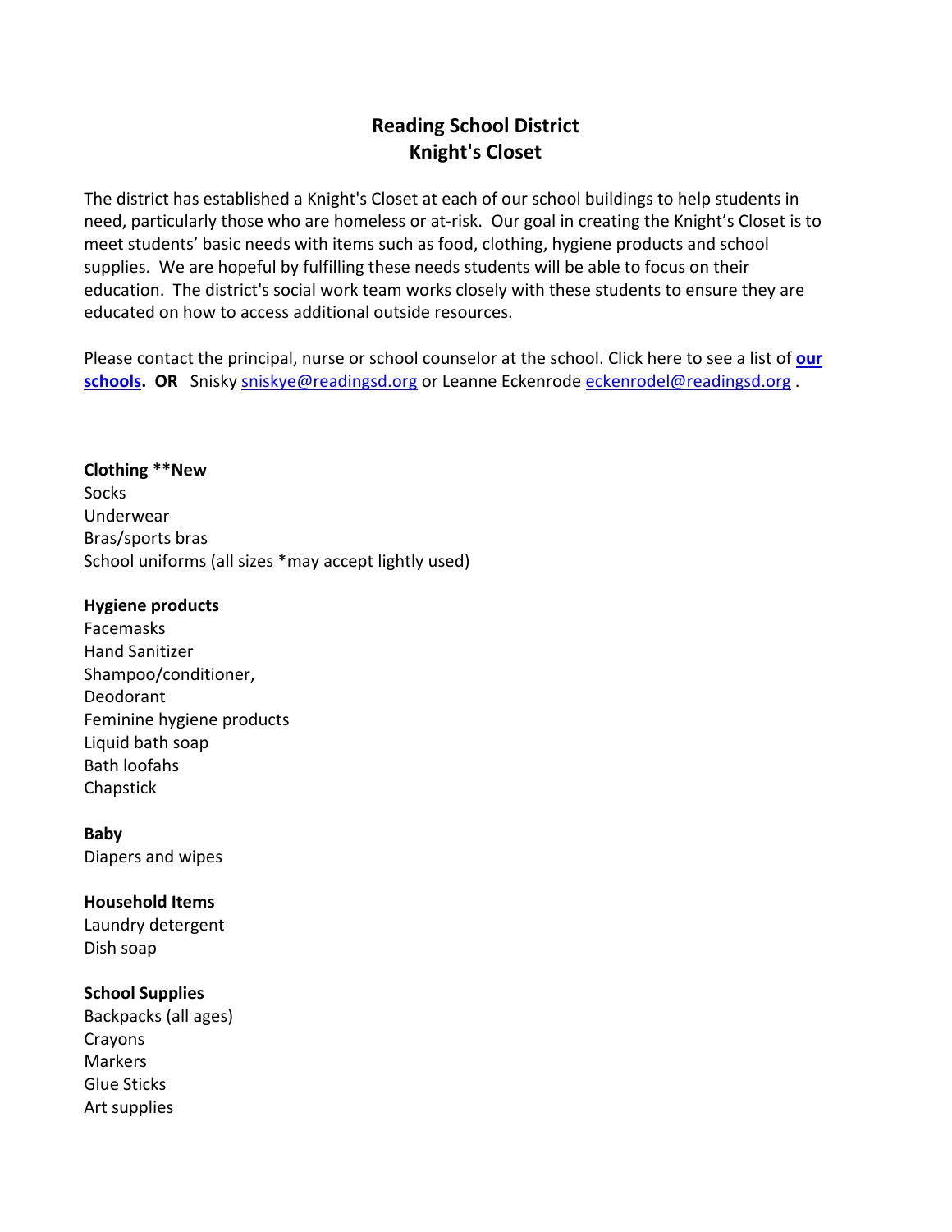# Reading School District
# Knight's Closet

The district has established a Knight's Closet at each of our school buildings to help students in need, particularly those who are homeless or at-risk. Our goal in creating the Knight's Closet is to meet students' basic needs with items such as food, clothing, hygiene products and school supplies. We are hopeful by fulfilling these needs students will be able to focus on their education. The district's social work team works closely with these students to ensure they are educated on how to access additional outside resources.

Please contact the principal, nurse or school counselor at the school. Click here to see a list of **our schools**. **OR** Snisky sniskye@readingsd.org or Leanne Eckenrode eckenrodel@readingsd.org .

**Clothing **New**
Socks
Underwear
Bras/sports bras
School uniforms (all sizes *may accept lightly used)

**Hygiene products**
Facemasks
Hand Sanitizer
Shampoo/conditioner,
Deodorant
Feminine hygiene products
Liquid bath soap
Bath loofahs
Chapstick

**Baby**
Diapers and wipes

**Household Items**
Laundry detergent
Dish soap

**School Supplies**
Backpacks (all ages)
Crayons
Markers
Glue Sticks
Art supplies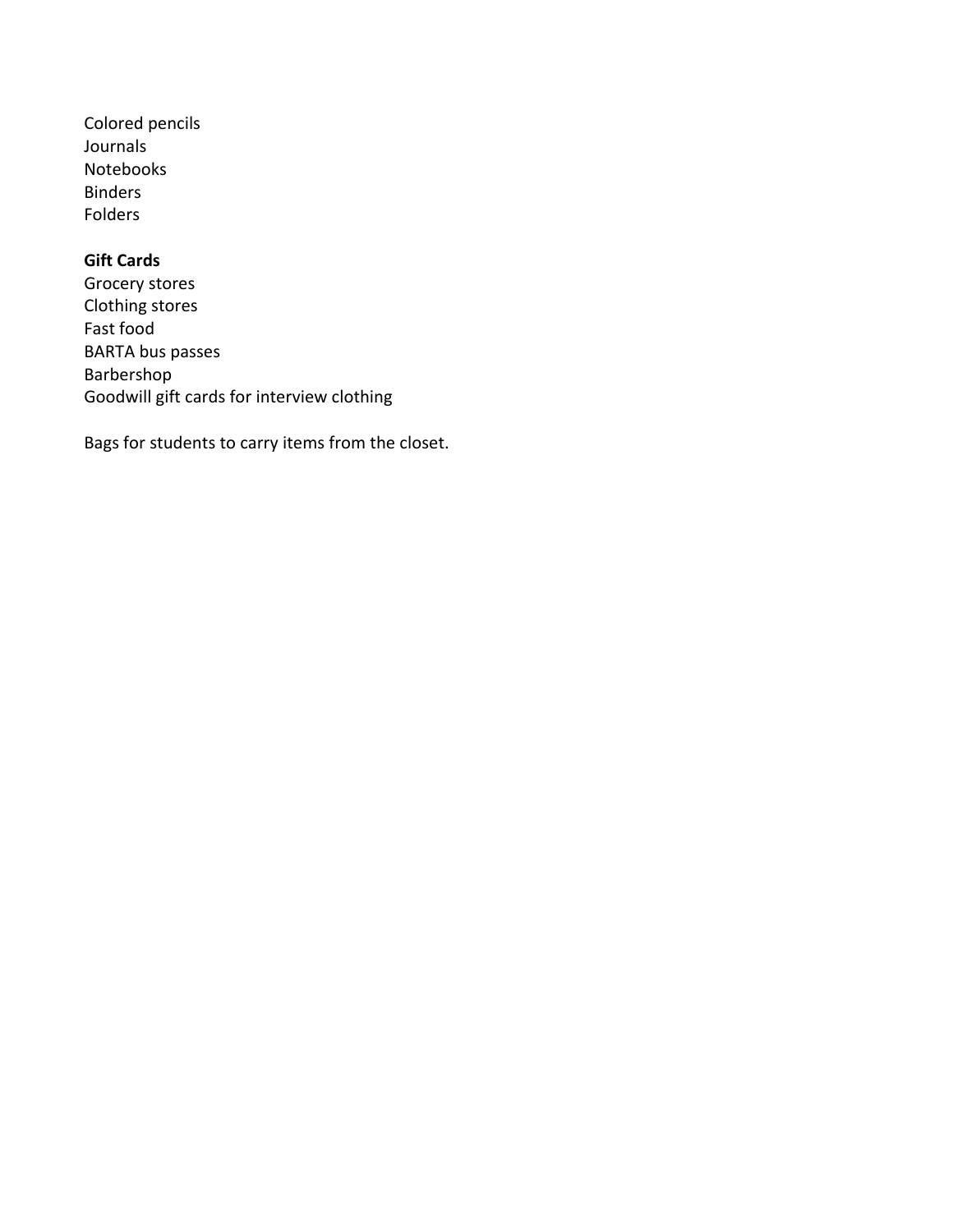Colored pencils
Journals
Notebooks
Binders
Folders

**Gift Cards**
Grocery stores
Clothing stores
Fast food
BARTA bus passes
Barbershop
Goodwill gift cards for interview clothing

Bags for students to carry items from the closet.